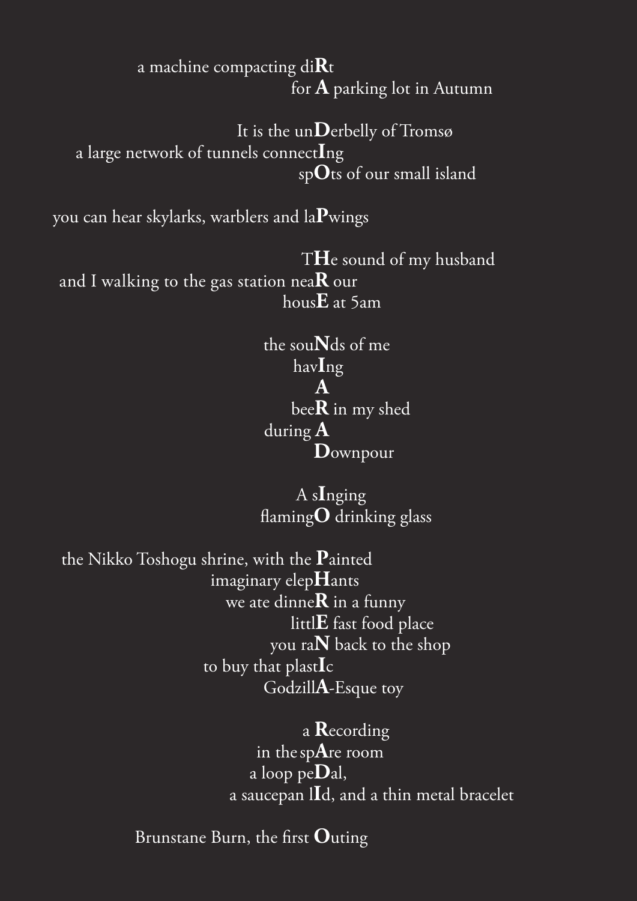a machine compacting di**R**t
for **A** parking lot in Autumn

It is the un**D**erbelly of Tromsø
a large network of tunnels connect**I**ng
sp**O**ts of our small island

you can hear skylarks, warblers and la**P**wings

T**H**e sound of my husband
and I walking to the gas station nea**R** our
hous**E** at 5am

the sou**N**ds of me
hav**I**ng
**A**
bee**R** in my shed
during **A**
**D**ownpour

A s**I**nging
flaming**O** drinking glass

the Nikko Toshogu shrine, with the **P**ainted
imaginary elep**H**ants
we ate dinne**R** in a funny
littl**E** fast food place
you ra**N** back to the shop
to buy that plast**I**c
Godzill**A**-Esque toy

a **R**ecording
in the sp**A**re room
a loop pe**D**al,
a saucepan l**I**d, and a thin metal bracelet

Brunstane Burn, the first **O**uting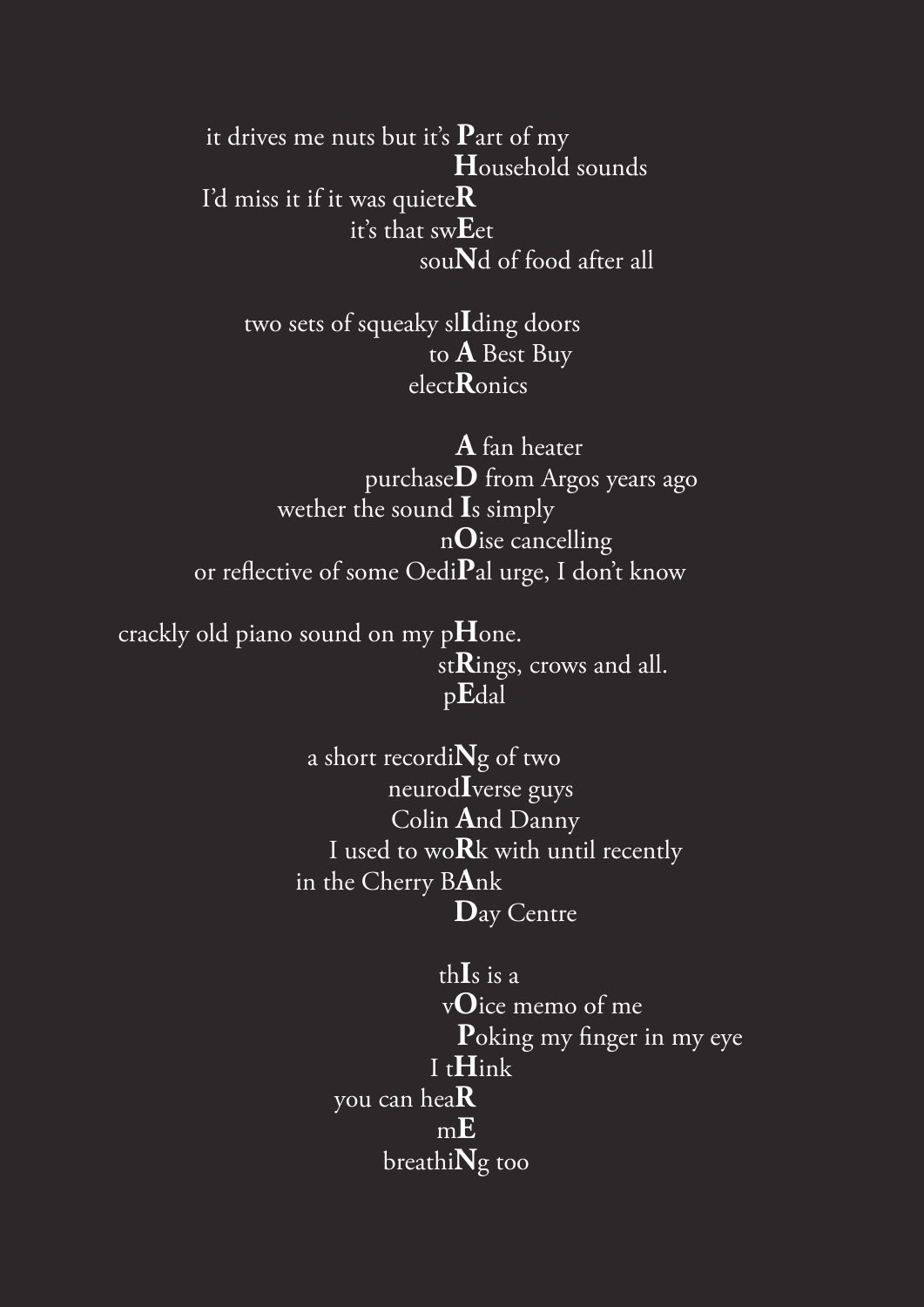it drives me nuts but it's **P**art of my
**H**ousehold sounds
I'd miss it if it was quiete**R**
it's that sw**E**et
sou**N**d of food after all

two sets of squeaky sl**I**ding doors
to **A** Best Buy
elect**R**onics

**A** fan heater
purchase**D** from Argos years ago
wether the sound **I**s simply
n**O**ise cancelling
or reflective of some Oedi**P**al urge, I don't know

crackly old piano sound on my p**H**one.
st**R**ings, crows and all.
p**E**dal

a short recordi**N**g of two
neurod**I**verse guys
Colin **A**nd Danny
I used to wo**R**k with until recently
in the Cherry B**A**nk
**D**ay Centre

th**I**s is a
v**O**ice memo of me
**P**oking my finger in my eye
I t**H**ink
you can hea**R**
m**E**
breathi**N**g too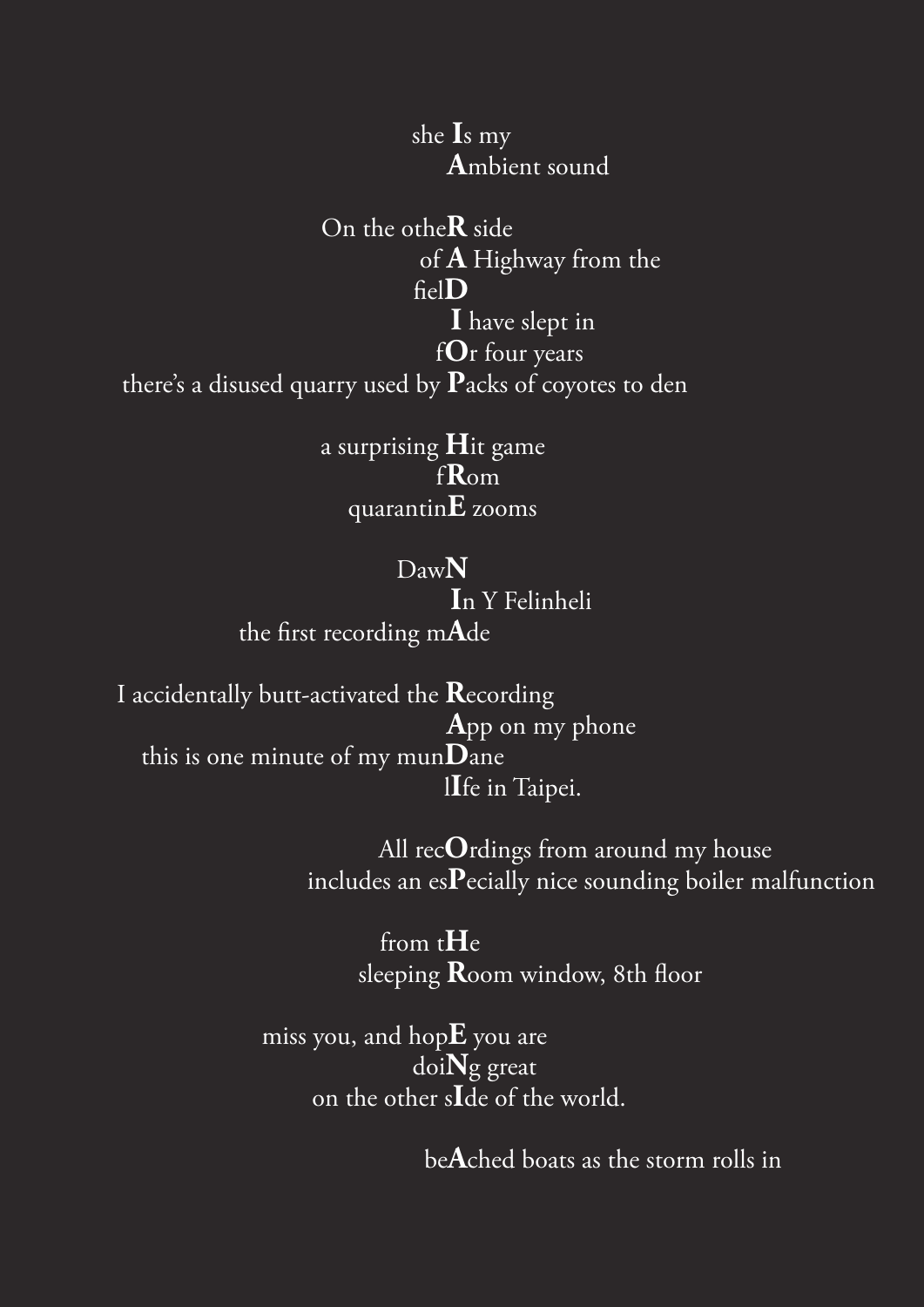she **I**s my
**A**mbient sound

On the othe**R** side
of **A** Highway from the
fiel**D**
**I** have slept in
f**O**r four years
there's a disused quarry used by **P**acks of coyotes to den

a surprising **H**it game
f**R**om
quarantin**E** zooms

Daw**N**
**I**n Y Felinheli
the first recording m**A**de

I accidentally butt-activated the **R**ecording
**A**pp on my phone
this is one minute of my mun**D**ane
l**I**fe in Taipei.

All rec**O**rdings from around my house
includes an es**P**ecially nice sounding boiler malfunction

from t**H**e
sleeping **R**oom window, 8th floor

miss you, and hop**E** you are
doi**N**g great
on the other s**I**de of the world.

be**A**ched boats as the storm rolls in